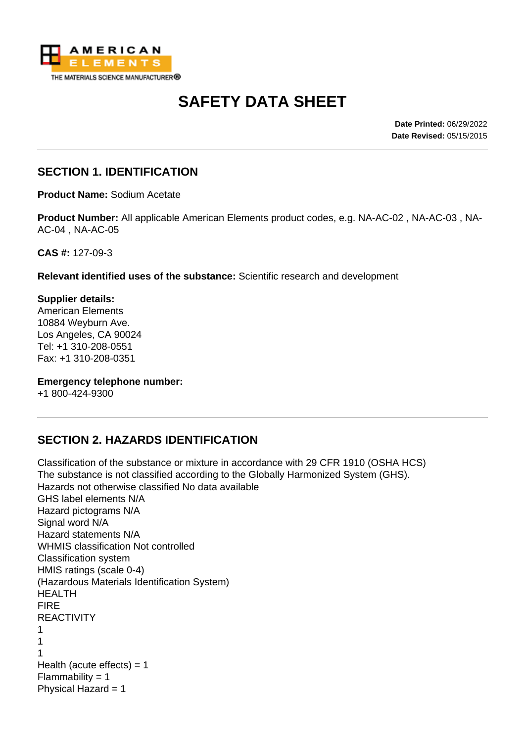# SAFETY DATA SHEET

**Date Printed:** 06/29/2022
**Date Revised:** 05/15/2015

## SECTION 1. IDENTIFICATION

**Product Name:** Sodium Acetate

**Product Number:** All applicable American Elements product codes, e.g. NA-AC-02 , NA-AC-03 , NA-AC-04 , NA-AC-05

**CAS #:** 127-09-3

**Relevant identified uses of the substance:** Scientific research and development

**Supplier details:**
American Elements
10884 Weyburn Ave.
Los Angeles, CA 90024
Tel: +1 310-208-0551
Fax: +1 310-208-0351

**Emergency telephone number:**
+1 800-424-9300

## SECTION 2. HAZARDS IDENTIFICATION

Classification of the substance or mixture in accordance with 29 CFR 1910 (OSHA HCS)
The substance is not classified according to the Globally Harmonized System (GHS).
Hazards not otherwise classified No data available
GHS label elements N/A
Hazard pictograms N/A
Signal word N/A
Hazard statements N/A
WHMIS classification Not controlled
Classification system
HMIS ratings (scale 0-4)
(Hazardous Materials Identification System)
HEALTH
FIRE
REACTIVITY
1
1
1
Health (acute effects) = 1
Flammability = 1
Physical Hazard = 1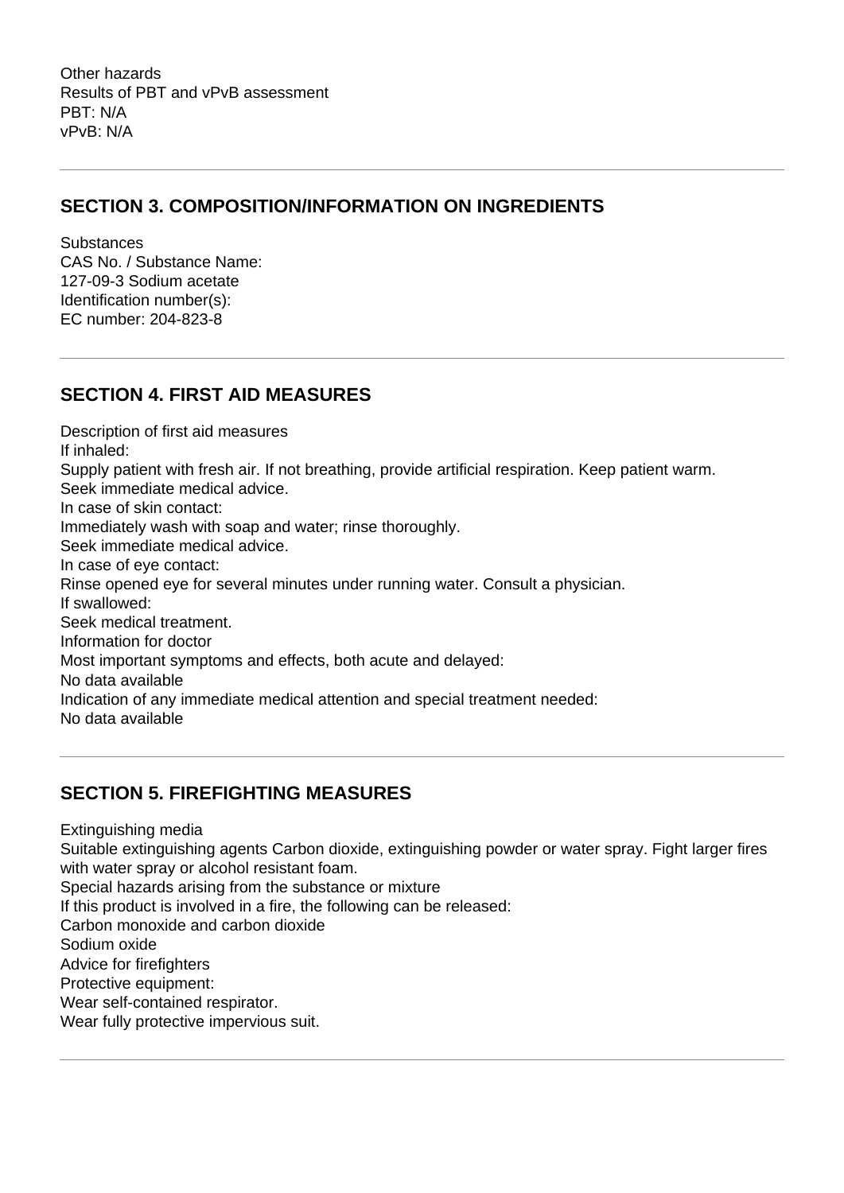Other hazards
Results of PBT and vPvB assessment
PBT: N/A
vPvB: N/A

---

## SECTION 3. COMPOSITION/INFORMATION ON INGREDIENTS

Substances
CAS No. / Substance Name:
127-09-3 Sodium acetate
Identification number(s):
EC number: 204-823-8

---

## SECTION 4. FIRST AID MEASURES

Description of first aid measures
If inhaled:
Supply patient with fresh air. If not breathing, provide artificial respiration. Keep patient warm.
Seek immediate medical advice.
In case of skin contact:
Immediately wash with soap and water; rinse thoroughly.
Seek immediate medical advice.
In case of eye contact:
Rinse opened eye for several minutes under running water. Consult a physician.
If swallowed:
Seek medical treatment.
Information for doctor
Most important symptoms and effects, both acute and delayed:
No data available
Indication of any immediate medical attention and special treatment needed:
No data available

---

## SECTION 5. FIREFIGHTING MEASURES

Extinguishing media
Suitable extinguishing agents Carbon dioxide, extinguishing powder or water spray. Fight larger fires with water spray or alcohol resistant foam.
Special hazards arising from the substance or mixture
If this product is involved in a fire, the following can be released:
Carbon monoxide and carbon dioxide
Sodium oxide
Advice for firefighters
Protective equipment:
Wear self-contained respirator.
Wear fully protective impervious suit.

---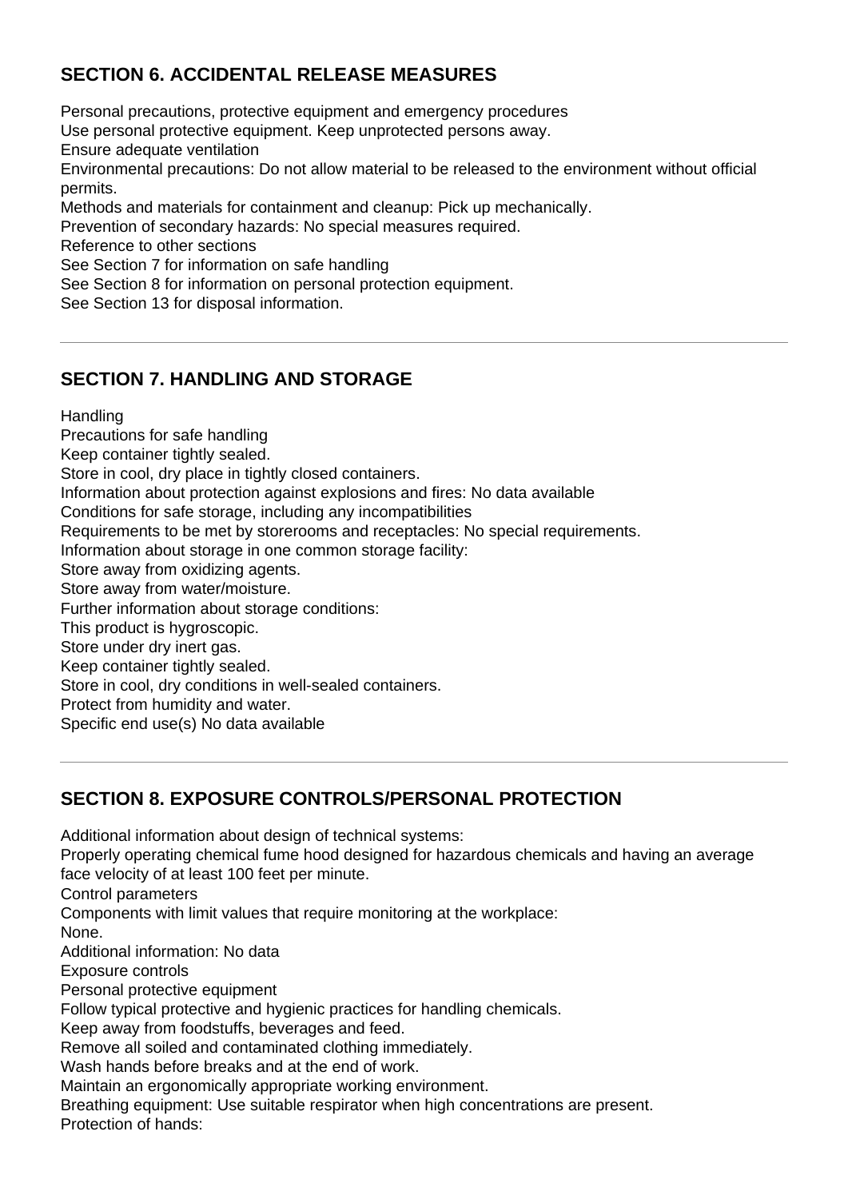## SECTION 6. ACCIDENTAL RELEASE MEASURES

Personal precautions, protective equipment and emergency procedures
Use personal protective equipment. Keep unprotected persons away.
Ensure adequate ventilation
Environmental precautions: Do not allow material to be released to the environment without official permits.
Methods and materials for containment and cleanup: Pick up mechanically.
Prevention of secondary hazards: No special measures required.
Reference to other sections
See Section 7 for information on safe handling
See Section 8 for information on personal protection equipment.
See Section 13 for disposal information.

---

## SECTION 7. HANDLING AND STORAGE

Handling
Precautions for safe handling
Keep container tightly sealed.
Store in cool, dry place in tightly closed containers.
Information about protection against explosions and fires: No data available
Conditions for safe storage, including any incompatibilities
Requirements to be met by storerooms and receptacles: No special requirements.
Information about storage in one common storage facility:
Store away from oxidizing agents.
Store away from water/moisture.
Further information about storage conditions:
This product is hygroscopic.
Store under dry inert gas.
Keep container tightly sealed.
Store in cool, dry conditions in well-sealed containers.
Protect from humidity and water.
Specific end use(s) No data available

---

## SECTION 8. EXPOSURE CONTROLS/PERSONAL PROTECTION

Additional information about design of technical systems:
Properly operating chemical fume hood designed for hazardous chemicals and having an average face velocity of at least 100 feet per minute.
Control parameters
Components with limit values that require monitoring at the workplace:
None.
Additional information: No data
Exposure controls
Personal protective equipment
Follow typical protective and hygienic practices for handling chemicals.
Keep away from foodstuffs, beverages and feed.
Remove all soiled and contaminated clothing immediately.
Wash hands before breaks and at the end of work.
Maintain an ergonomically appropriate working environment.
Breathing equipment: Use suitable respirator when high concentrations are present.
Protection of hands: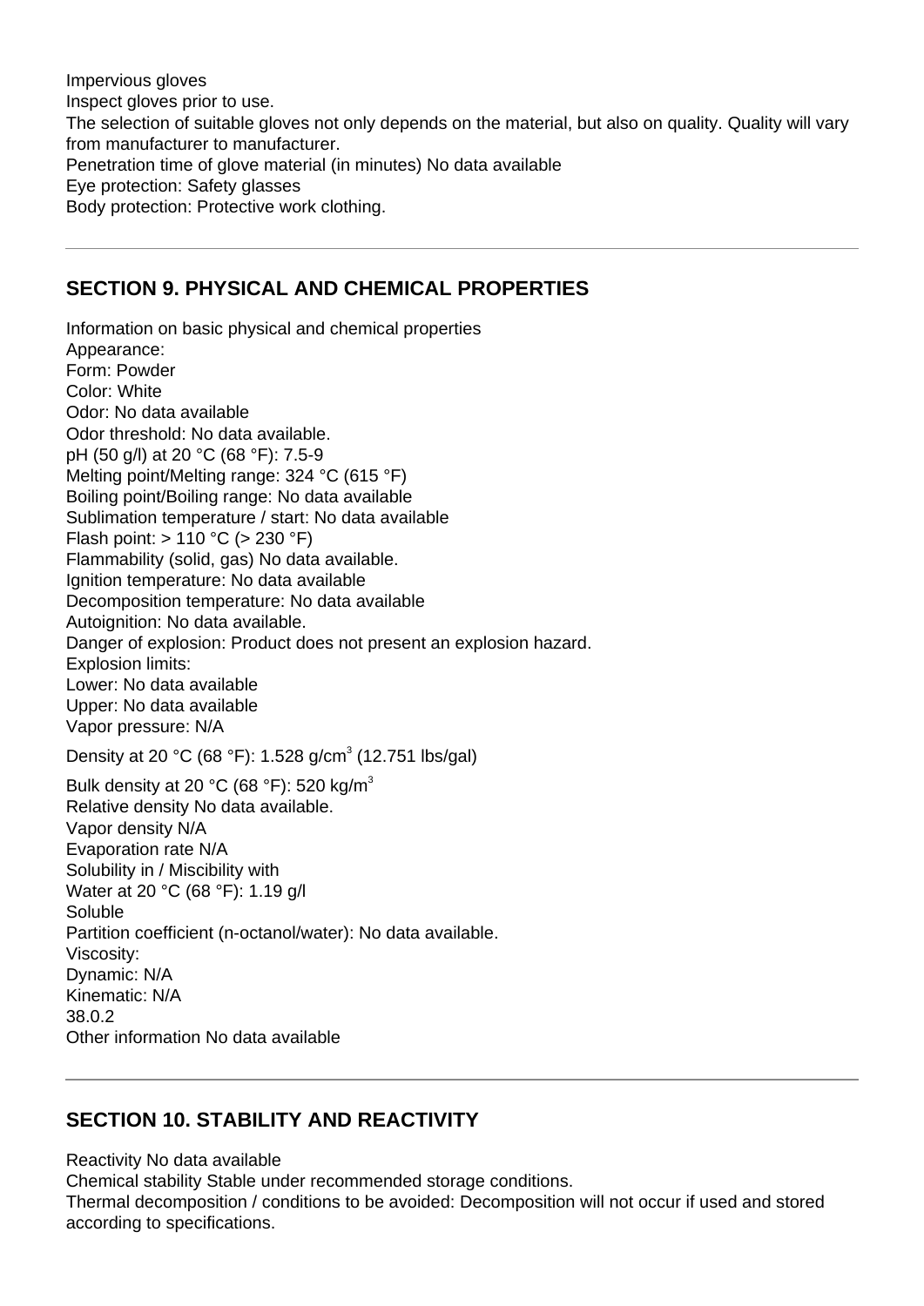Impervious gloves
Inspect gloves prior to use.
The selection of suitable gloves not only depends on the material, but also on quality. Quality will vary from manufacturer to manufacturer.
Penetration time of glove material (in minutes) No data available
Eye protection: Safety glasses
Body protection: Protective work clothing.

---

## SECTION 9. PHYSICAL AND CHEMICAL PROPERTIES

Information on basic physical and chemical properties
Appearance:
Form: Powder
Color: White
Odor: No data available
Odor threshold: No data available.
pH (50 g/l) at 20 °C (68 °F): 7.5-9
Melting point/Melting range: 324 °C (615 °F)
Boiling point/Boiling range: No data available
Sublimation temperature / start: No data available
Flash point: > 110 °C (> 230 °F)
Flammability (solid, gas) No data available.
Ignition temperature: No data available
Decomposition temperature: No data available
Autoignition: No data available.
Danger of explosion: Product does not present an explosion hazard.
Explosion limits:
Lower: No data available
Upper: No data available
Vapor pressure: N/A
Density at 20 °C (68 °F): 1.528 $g/cm^3$ (12.751 lbs/gal)
Bulk density at 20 °C (68 °F): 520 $kg/m^3$
Relative density No data available.
Vapor density N/A
Evaporation rate N/A
Solubility in / Miscibility with
Water at 20 °C (68 °F): 1.19 g/l
Soluble
Partition coefficient (n-octanol/water): No data available.
Viscosity:
Dynamic: N/A
Kinematic: N/A
38.0.2
Other information No data available

---

## SECTION 10. STABILITY AND REACTIVITY

Reactivity No data available
Chemical stability Stable under recommended storage conditions.
Thermal decomposition / conditions to be avoided: Decomposition will not occur if used and stored according to specifications.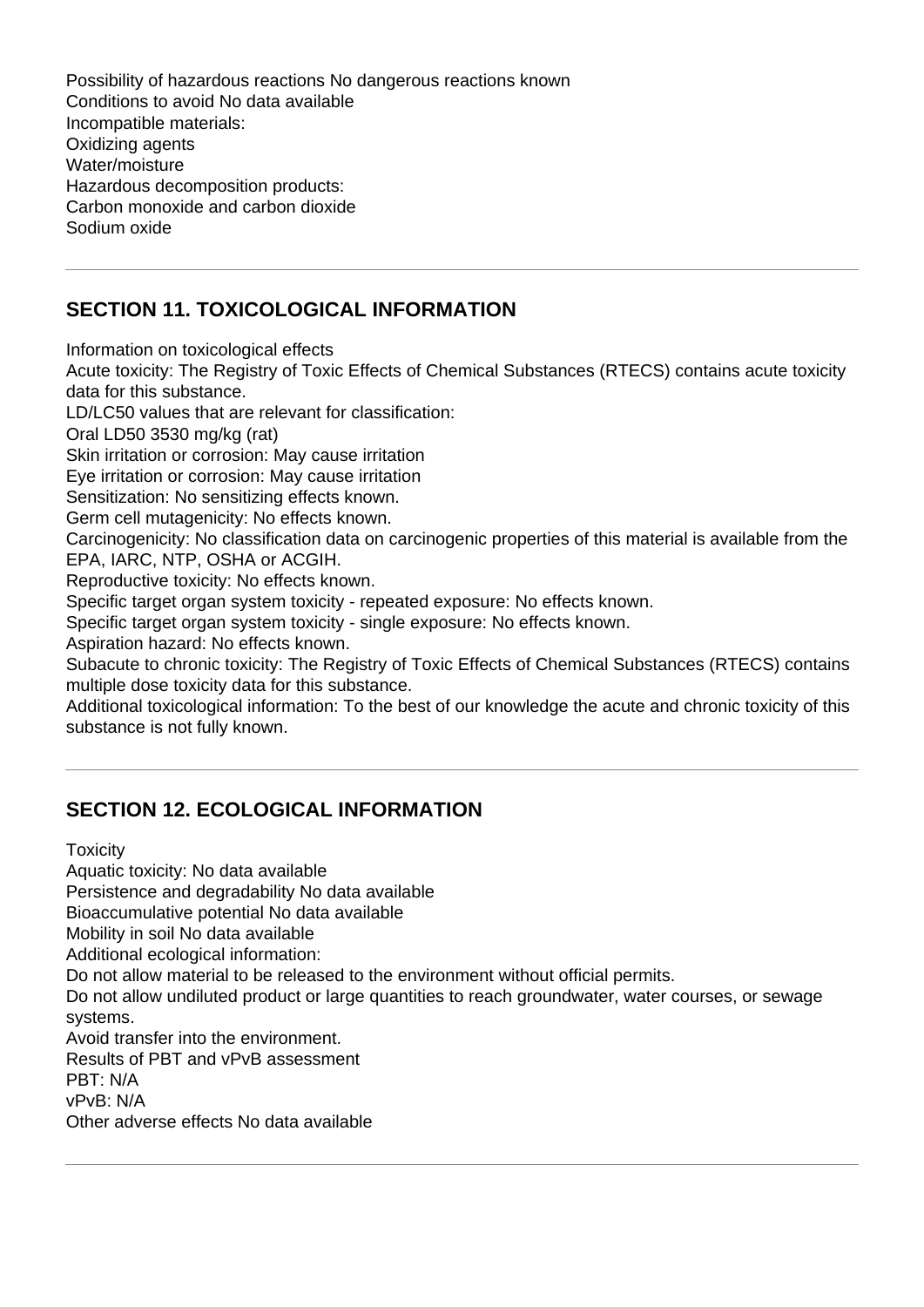Possibility of hazardous reactions No dangerous reactions known
Conditions to avoid No data available
Incompatible materials:
Oxidizing agents
Water/moisture
Hazardous decomposition products:
Carbon monoxide and carbon dioxide
Sodium oxide

## SECTION 11. TOXICOLOGICAL INFORMATION

Information on toxicological effects
Acute toxicity: The Registry of Toxic Effects of Chemical Substances (RTECS) contains acute toxicity data for this substance.
LD/LC50 values that are relevant for classification:
Oral LD50 3530 mg/kg (rat)
Skin irritation or corrosion: May cause irritation
Eye irritation or corrosion: May cause irritation
Sensitization: No sensitizing effects known.
Germ cell mutagenicity: No effects known.
Carcinogenicity: No classification data on carcinogenic properties of this material is available from the EPA, IARC, NTP, OSHA or ACGIH.
Reproductive toxicity: No effects known.
Specific target organ system toxicity - repeated exposure: No effects known.
Specific target organ system toxicity - single exposure: No effects known.
Aspiration hazard: No effects known.
Subacute to chronic toxicity: The Registry of Toxic Effects of Chemical Substances (RTECS) contains multiple dose toxicity data for this substance.
Additional toxicological information: To the best of our knowledge the acute and chronic toxicity of this substance is not fully known.

## SECTION 12. ECOLOGICAL INFORMATION

Toxicity
Aquatic toxicity: No data available
Persistence and degradability No data available
Bioaccumulative potential No data available
Mobility in soil No data available
Additional ecological information:
Do not allow material to be released to the environment without official permits.
Do not allow undiluted product or large quantities to reach groundwater, water courses, or sewage systems.
Avoid transfer into the environment.
Results of PBT and vPvB assessment
PBT: N/A
vPvB: N/A
Other adverse effects No data available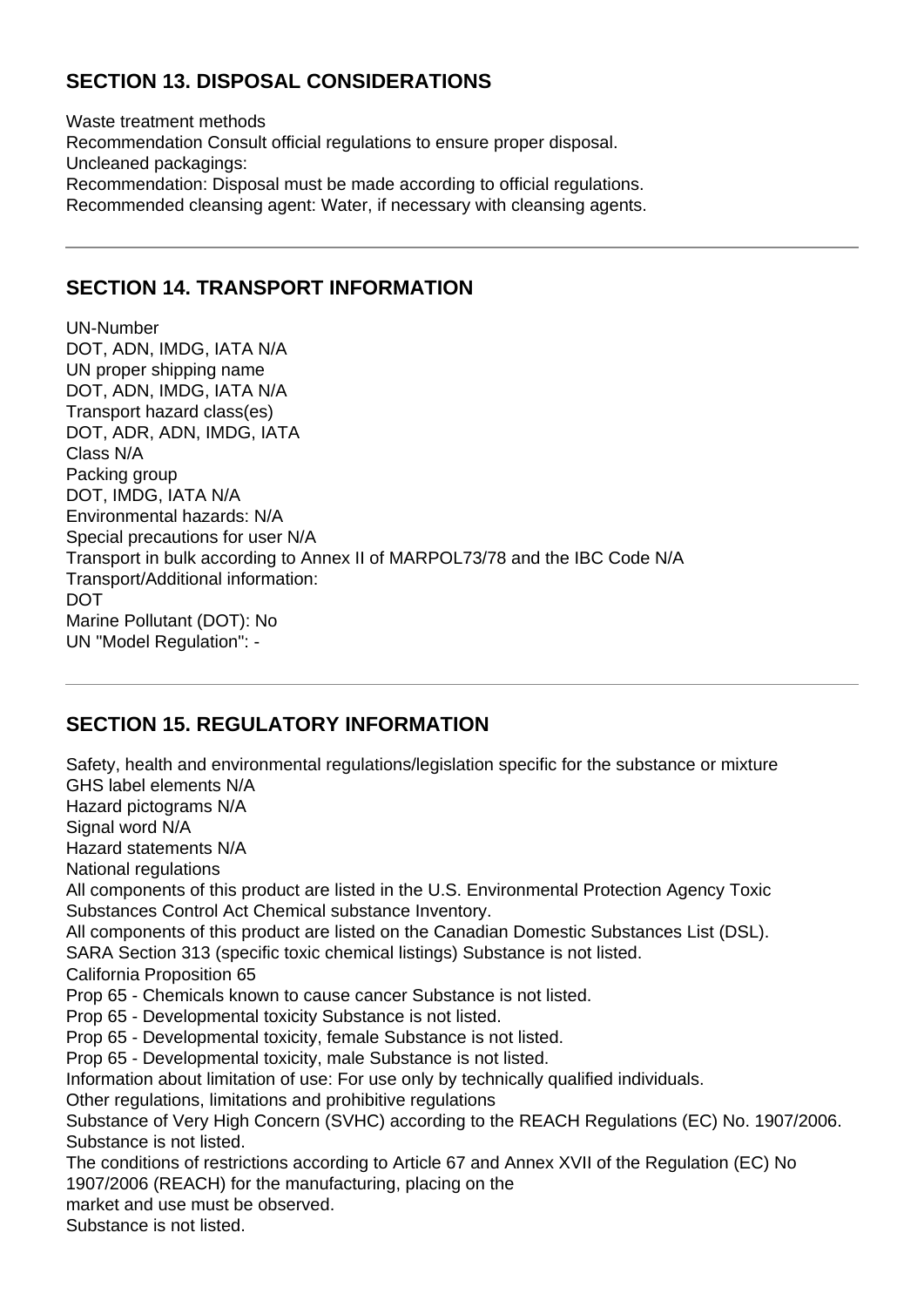## SECTION 13. DISPOSAL CONSIDERATIONS

Waste treatment methods
Recommendation Consult official regulations to ensure proper disposal.
Uncleaned packagings:
Recommendation: Disposal must be made according to official regulations.
Recommended cleansing agent: Water, if necessary with cleansing agents.

---

## SECTION 14. TRANSPORT INFORMATION

UN-Number
DOT, ADN, IMDG, IATA N/A
UN proper shipping name
DOT, ADN, IMDG, IATA N/A
Transport hazard class(es)
DOT, ADR, ADN, IMDG, IATA
Class N/A
Packing group
DOT, IMDG, IATA N/A
Environmental hazards: N/A
Special precautions for user N/A
Transport in bulk according to Annex II of MARPOL73/78 and the IBC Code N/A
Transport/Additional information:
DOT
Marine Pollutant (DOT): No
UN "Model Regulation": -

---

## SECTION 15. REGULATORY INFORMATION

Safety, health and environmental regulations/legislation specific for the substance or mixture
GHS label elements N/A
Hazard pictograms N/A
Signal word N/A
Hazard statements N/A
National regulations
All components of this product are listed in the U.S. Environmental Protection Agency Toxic Substances Control Act Chemical substance Inventory.
All components of this product are listed on the Canadian Domestic Substances List (DSL).
SARA Section 313 (specific toxic chemical listings) Substance is not listed.
California Proposition 65
Prop 65 - Chemicals known to cause cancer Substance is not listed.
Prop 65 - Developmental toxicity Substance is not listed.
Prop 65 - Developmental toxicity, female Substance is not listed.
Prop 65 - Developmental toxicity, male Substance is not listed.
Information about limitation of use: For use only by technically qualified individuals.
Other regulations, limitations and prohibitive regulations
Substance of Very High Concern (SVHC) according to the REACH Regulations (EC) No. 1907/2006.
Substance is not listed.
The conditions of restrictions according to Article 67 and Annex XVII of the Regulation (EC) No 1907/2006 (REACH) for the manufacturing, placing on the
market and use must be observed.
Substance is not listed.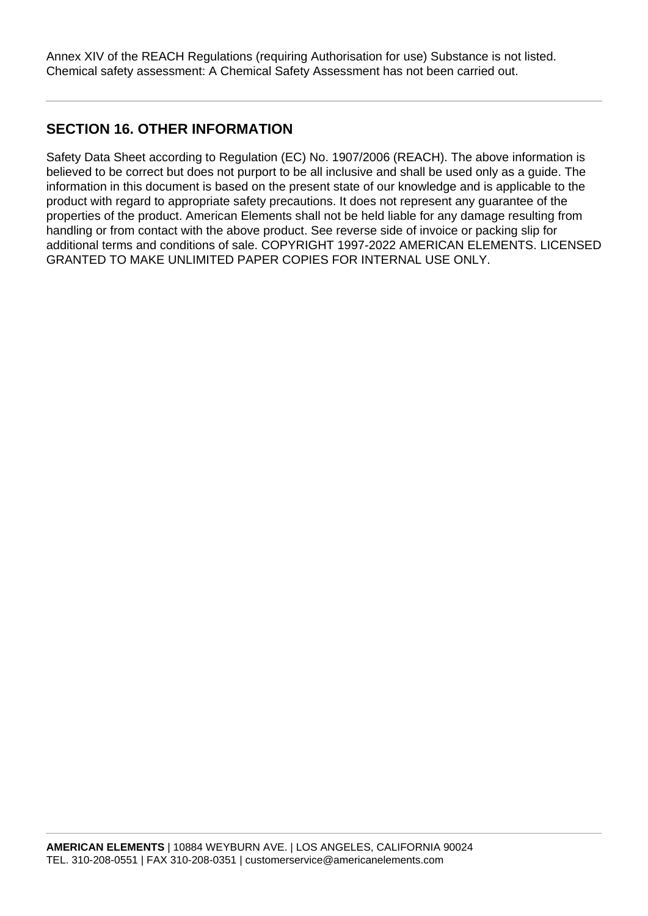Annex XIV of the REACH Regulations (requiring Authorisation for use) Substance is not listed.
Chemical safety assessment: A Chemical Safety Assessment has not been carried out.

---

## SECTION 16. OTHER INFORMATION

Safety Data Sheet according to Regulation (EC) No. 1907/2006 (REACH). The above information is believed to be correct but does not purport to be all inclusive and shall be used only as a guide. The information in this document is based on the present state of our knowledge and is applicable to the product with regard to appropriate safety precautions. It does not represent any guarantee of the properties of the product. American Elements shall not be held liable for any damage resulting from handling or from contact with the above product. See reverse side of invoice or packing slip for additional terms and conditions of sale. COPYRIGHT 1997-2022 AMERICAN ELEMENTS. LICENSED GRANTED TO MAKE UNLIMITED PAPER COPIES FOR INTERNAL USE ONLY.